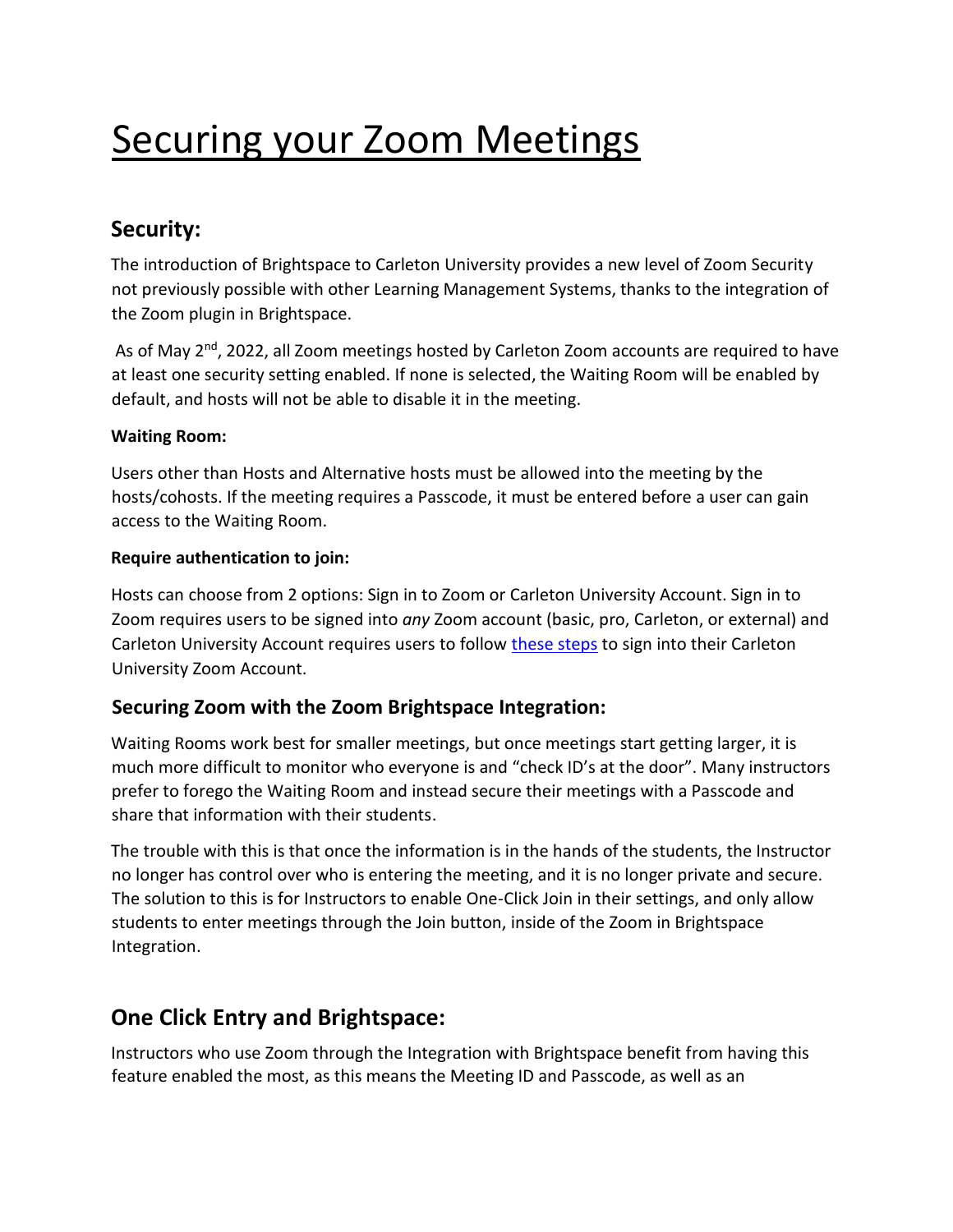# Securing your Zoom Meetings

## Security:

The introduction of Brightspace to Carleton University provides a new level of Zoom Security not previously possible with other Learning Management Systems, thanks to the integration of the Zoom plugin in Brightspace.

As of May 2nd, 2022, all Zoom meetings hosted by Carleton Zoom accounts are required to have at least one security setting enabled. If none is selected, the Waiting Room will be enabled by default, and hosts will not be able to disable it in the meeting.

**Waiting Room:**

Users other than Hosts and Alternative hosts must be allowed into the meeting by the hosts/cohosts. If the meeting requires a Passcode, it must be entered before a user can gain access to the Waiting Room.

**Require authentication to join:**

Hosts can choose from 2 options: Sign in to Zoom or Carleton University Account. Sign in to Zoom requires users to be signed into *any* Zoom account (basic, pro, Carleton, or external) and Carleton University Account requires users to follow these steps to sign into their Carleton University Zoom Account.

### Securing Zoom with the Zoom Brightspace Integration:

Waiting Rooms work best for smaller meetings, but once meetings start getting larger, it is much more difficult to monitor who everyone is and "check ID's at the door". Many instructors prefer to forego the Waiting Room and instead secure their meetings with a Passcode and share that information with their students.

The trouble with this is that once the information is in the hands of the students, the Instructor no longer has control over who is entering the meeting, and it is no longer private and secure. The solution to this is for Instructors to enable One-Click Join in their settings, and only allow students to enter meetings through the Join button, inside of the Zoom in Brightspace Integration.

## One Click Entry and Brightspace:

Instructors who use Zoom through the Integration with Brightspace benefit from having this feature enabled the most, as this means the Meeting ID and Passcode, as well as an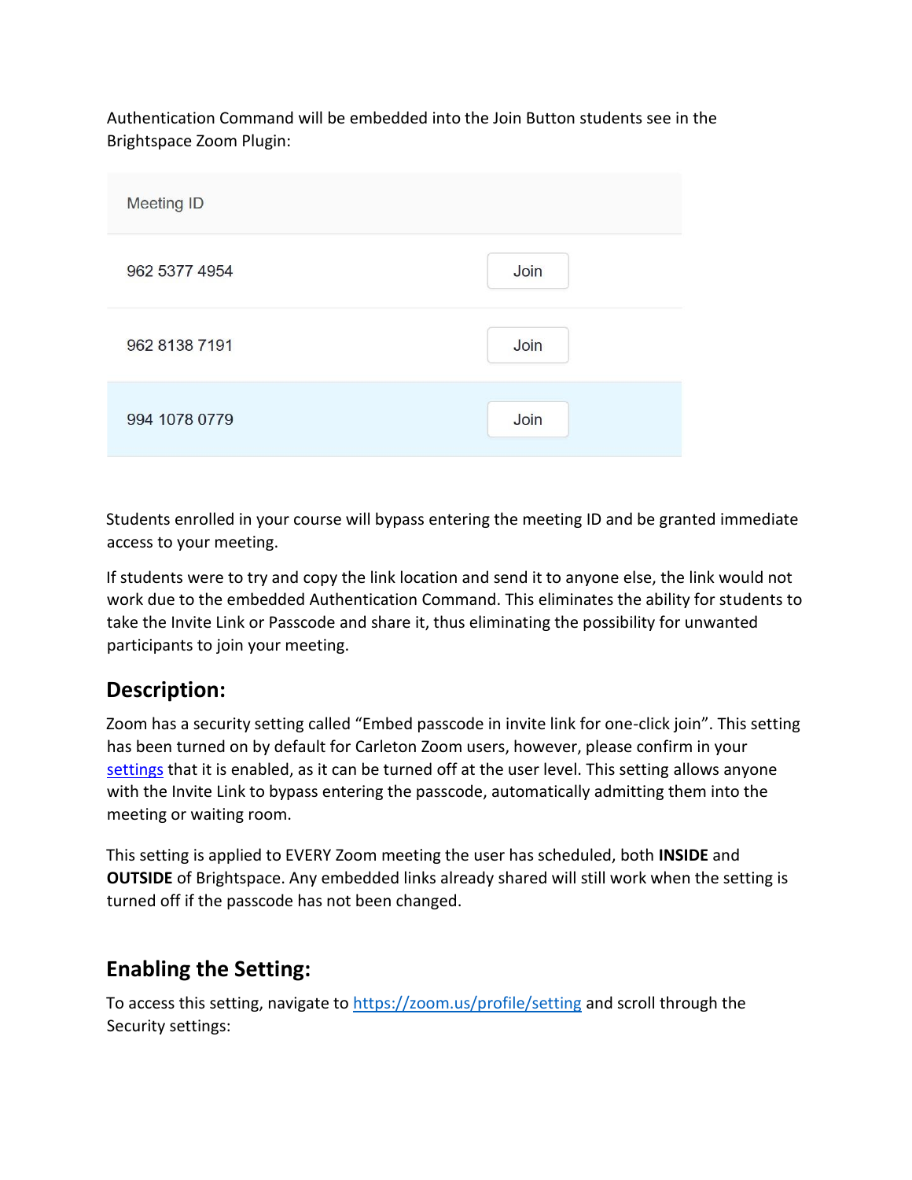Authentication Command will be embedded into the Join Button students see in the Brightspace Zoom Plugin:

| Meeting ID | |
| --- | --- |
| 962 5377 4954 | Join |
| 962 8138 7191 | Join |
| 994 1078 0779 | Join |

Students enrolled in your course will bypass entering the meeting ID and be granted immediate access to your meeting.

If students were to try and copy the link location and send it to anyone else, the link would not work due to the embedded Authentication Command. This eliminates the ability for students to take the Invite Link or Passcode and share it, thus eliminating the possibility for unwanted participants to join your meeting.

## Description:

Zoom has a security setting called "Embed passcode in invite link for one-click join". This setting has been turned on by default for Carleton Zoom users, however, please confirm in your settings that it is enabled, as it can be turned off at the user level. This setting allows anyone with the Invite Link to bypass entering the passcode, automatically admitting them into the meeting or waiting room.

This setting is applied to EVERY Zoom meeting the user has scheduled, both **INSIDE** and **OUTSIDE** of Brightspace. Any embedded links already shared will still work when the setting is turned off if the passcode has not been changed.

## Enabling the Setting:

To access this setting, navigate to https://zoom.us/profile/setting and scroll through the Security settings: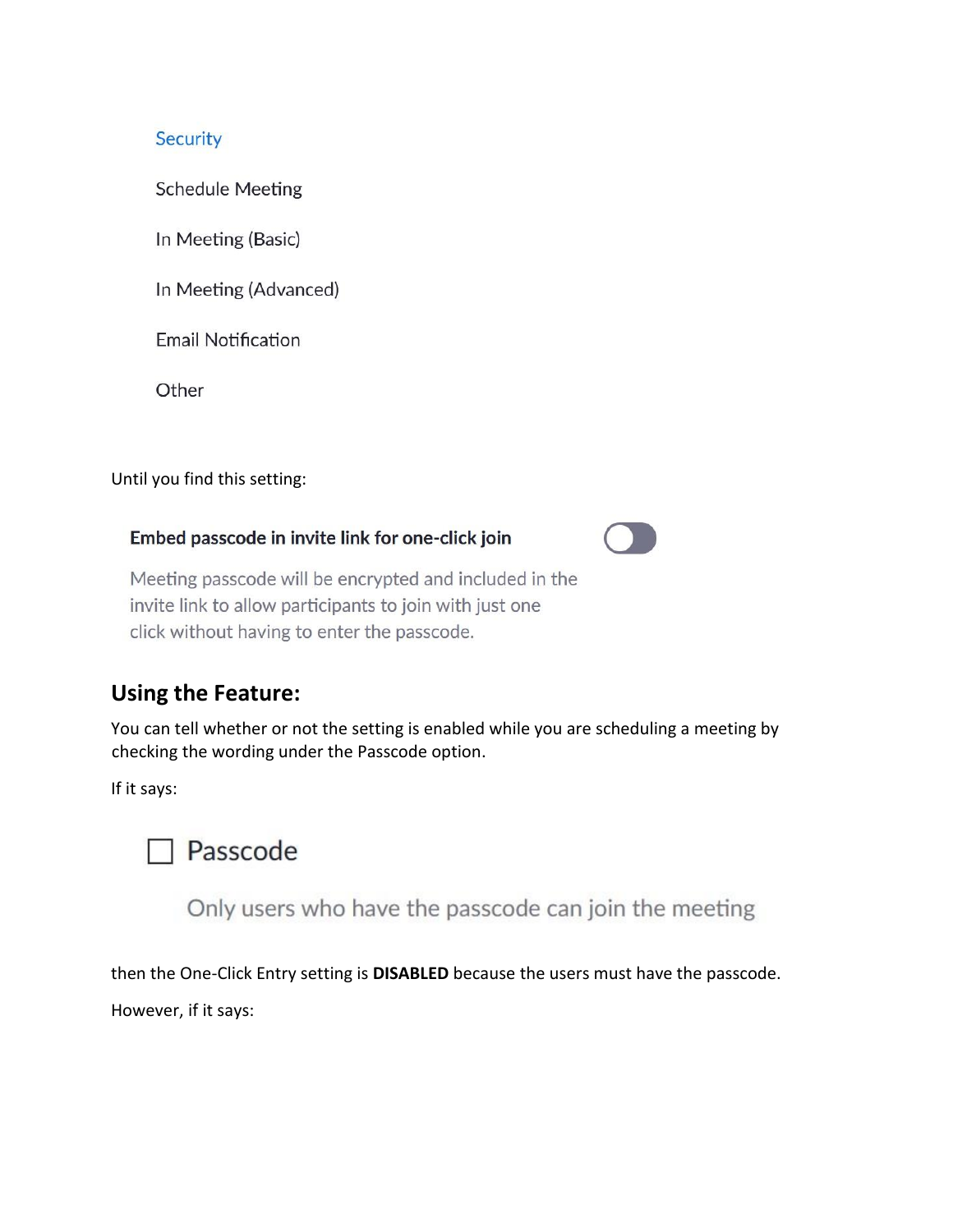Security

Schedule Meeting

In Meeting (Basic)

In Meeting (Advanced)

Email Notification

Other

Until you find this setting:

**Embed passcode in invite link for one-click join**

Meeting passcode will be encrypted and included in the invite link to allow participants to join with just one click without having to enter the passcode.

## Using the Feature:

You can tell whether or not the setting is enabled while you are scheduling a meeting by checking the wording under the Passcode option.

If it says:

☐ Passcode

Only users who have the passcode can join the meeting

then the One-Click Entry setting is **DISABLED** because the users must have the passcode.

However, if it says: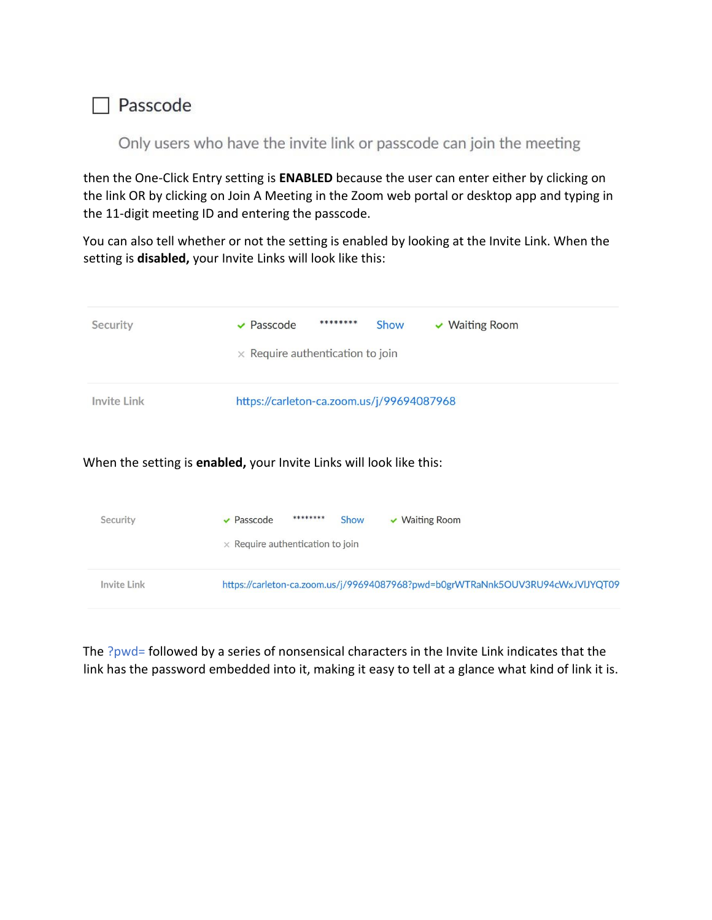☐ Passcode

Only users who have the invite link or passcode can join the meeting

then the One-Click Entry setting is **ENABLED** because the user can enter either by clicking on the link OR by clicking on Join A Meeting in the Zoom web portal or desktop app and typing in the 11-digit meeting ID and entering the passcode.

You can also tell whether or not the setting is enabled by looking at the Invite Link. When the setting is **disabled,** your Invite Links will look like this:

| | |
|---|---|
| Security | ✔ Passcode ******** Show ✔ Waiting Room<br>× Require authentication to join |
| Invite Link | https://carleton-ca.zoom.us/j/99694087968 |

When the setting is **enabled,** your Invite Links will look like this:

| | |
|---|---|
| Security | ✔ Passcode ******** Show ✔ Waiting Room<br>× Require authentication to join |
| Invite Link | https://carleton-ca.zoom.us/j/99694087968?pwd=b0grWTRaNnk5OUV3RU94cWxJVlJYQT09 |

The ?pwd= followed by a series of nonsensical characters in the Invite Link indicates that the link has the password embedded into it, making it easy to tell at a glance what kind of link it is.